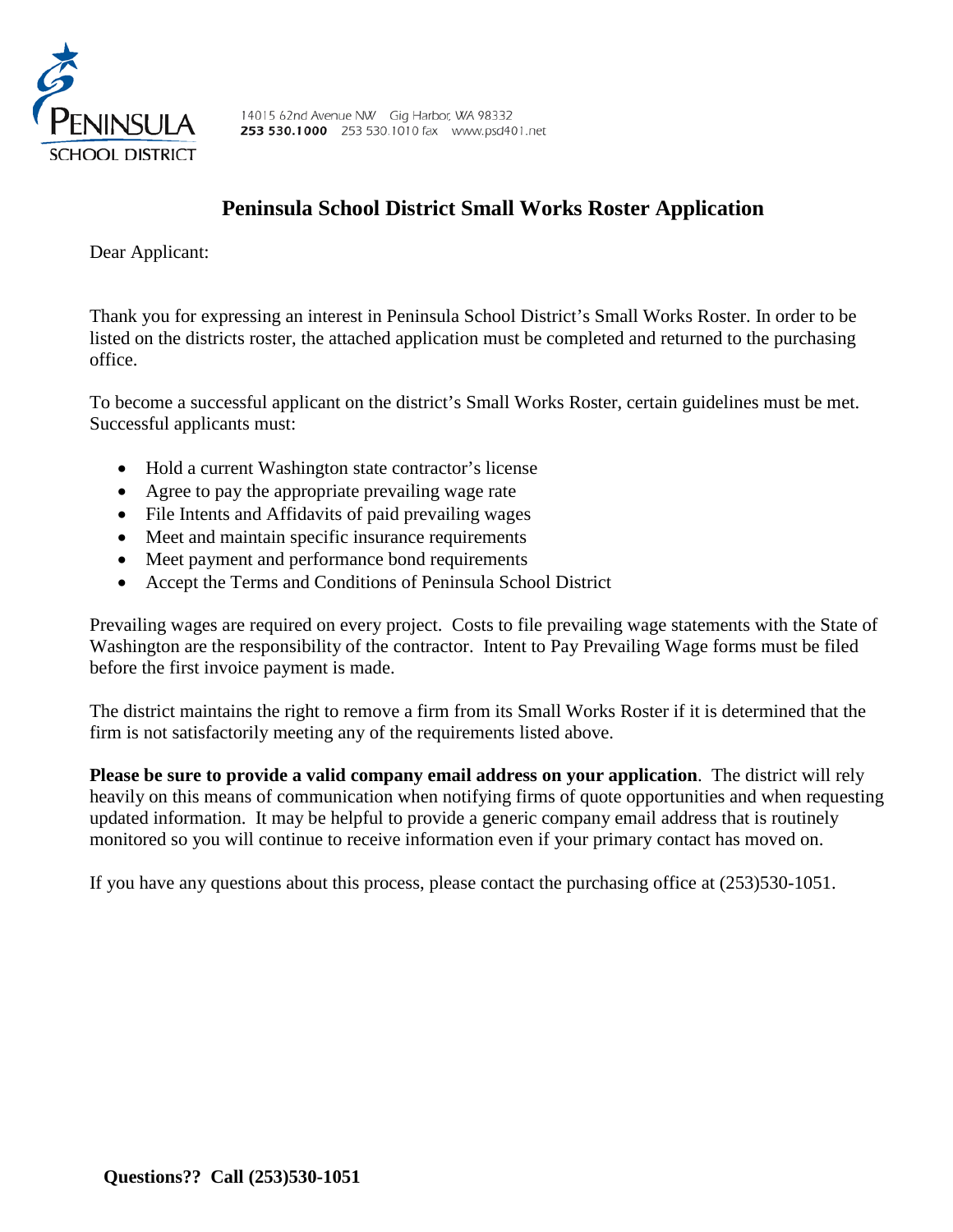PENINSULA SCHOOL DISTRICT

14015 62nd Avenue NW Gig Harbor, WA 98332
**253 530.1000** 253 530.1010 fax www.psd401.net

# Peninsula School District Small Works Roster Application

Dear Applicant:

Thank you for expressing an interest in Peninsula School District's Small Works Roster. In order to be listed on the districts roster, the attached application must be completed and returned to the purchasing office.

To become a successful applicant on the district's Small Works Roster, certain guidelines must be met. Successful applicants must:

- Hold a current Washington state contractor's license
- Agree to pay the appropriate prevailing wage rate
- File Intents and Affidavits of paid prevailing wages
- Meet and maintain specific insurance requirements
- Meet payment and performance bond requirements
- Accept the Terms and Conditions of Peninsula School District

Prevailing wages are required on every project. Costs to file prevailing wage statements with the State of Washington are the responsibility of the contractor. Intent to Pay Prevailing Wage forms must be filed before the first invoice payment is made.

The district maintains the right to remove a firm from its Small Works Roster if it is determined that the firm is not satisfactorily meeting any of the requirements listed above.

**Please be sure to provide a valid company email address on your application**. The district will rely heavily on this means of communication when notifying firms of quote opportunities and when requesting updated information. It may be helpful to provide a generic company email address that is routinely monitored so you will continue to receive information even if your primary contact has moved on.

If you have any questions about this process, please contact the purchasing office at (253)530-1051.

**Questions?? Call (253)530-1051**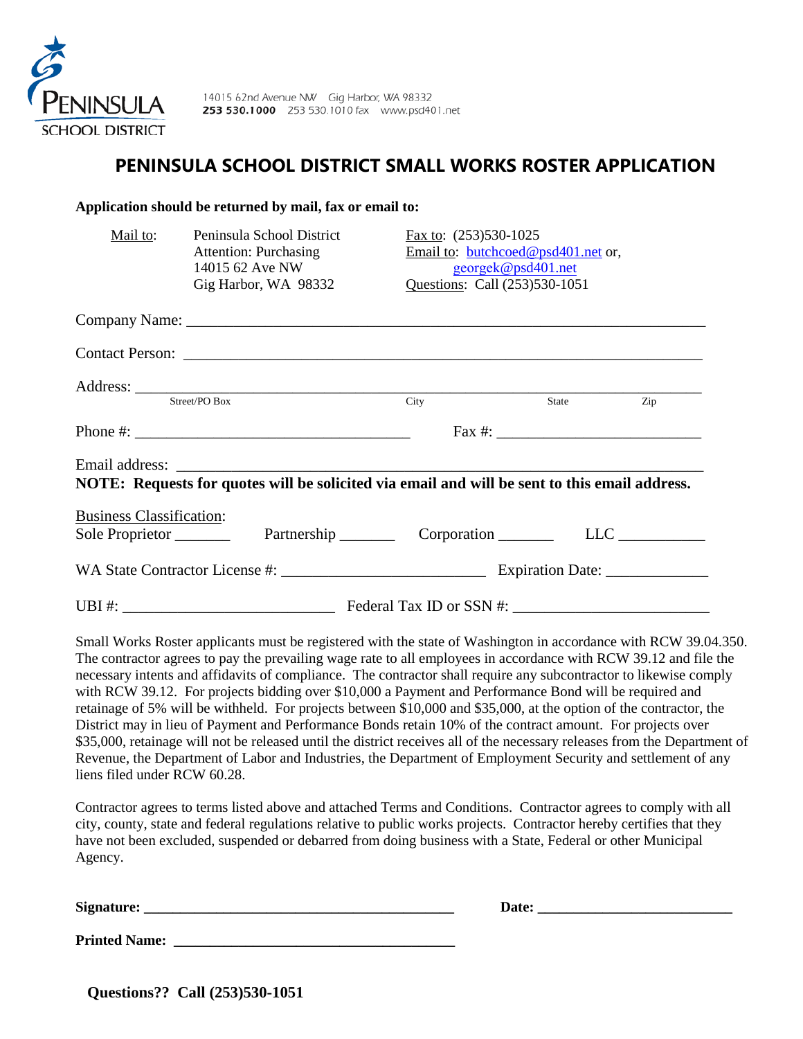PENINSULA SCHOOL DISTRICT

14015 62nd Avenue NW Gig Harbor, WA 98332
**253 530.1000** 253 530.1010 fax www.psd401.net

# PENINSULA SCHOOL DISTRICT SMALL WORKS ROSTER APPLICATION

**Application should be returned by mail, fax or email to:**

| Mail to: | Peninsula School District<br>Attention: Purchasing<br>14015 62 Ave NW<br>Gig Harbor, WA 98332 | Fax to: (253)530-1025<br>Email to: butchcoed@psd401.net or, georgek@psd401.net<br>Questions: Call (253)530-1051 |
|---|---|---|

Company Name: ___________________________________________________________________

Contact Person: __________________________________________________________________

Address: ________________________________________________________________________
Street/PO Box City State Zip

Phone #: ___________________________________ Fax #: _________________________

Email address: ___________________________________________________________________

**NOTE: Requests for quotes will be solicited via email and will be sent to this email address.**

Business Classification:
Sole Proprietor _______ Partnership _______ Corporation _______ LLC ___________

WA State Contractor License #: _________________________ Expiration Date: _____________

UBI #: __________________________ Federal Tax ID or SSN #: ________________________

Small Works Roster applicants must be registered with the state of Washington in accordance with RCW 39.04.350. The contractor agrees to pay the prevailing wage rate to all employees in accordance with RCW 39.12 and file the necessary intents and affidavits of compliance. The contractor shall require any subcontractor to likewise comply with RCW 39.12. For projects bidding over $10,000 a Payment and Performance Bond will be required and retainage of 5% will be withheld. For projects between $10,000 and $35,000, at the option of the contractor, the District may in lieu of Payment and Performance Bonds retain 10% of the contract amount. For projects over $35,000, retainage will not be released until the district receives all of the necessary releases from the Department of Revenue, the Department of Labor and Industries, the Department of Employment Security and settlement of any liens filed under RCW 60.28.

Contractor agrees to terms listed above and attached Terms and Conditions. Contractor agrees to comply with all city, county, state and federal regulations relative to public works projects. Contractor hereby certifies that they have not been excluded, suspended or debarred from doing business with a State, Federal or other Municipal Agency.

**Signature: ___________________________________________** **Date: ___________________________**

**Printed Name: ______________________________________**

**Questions?? Call (253)530-1051**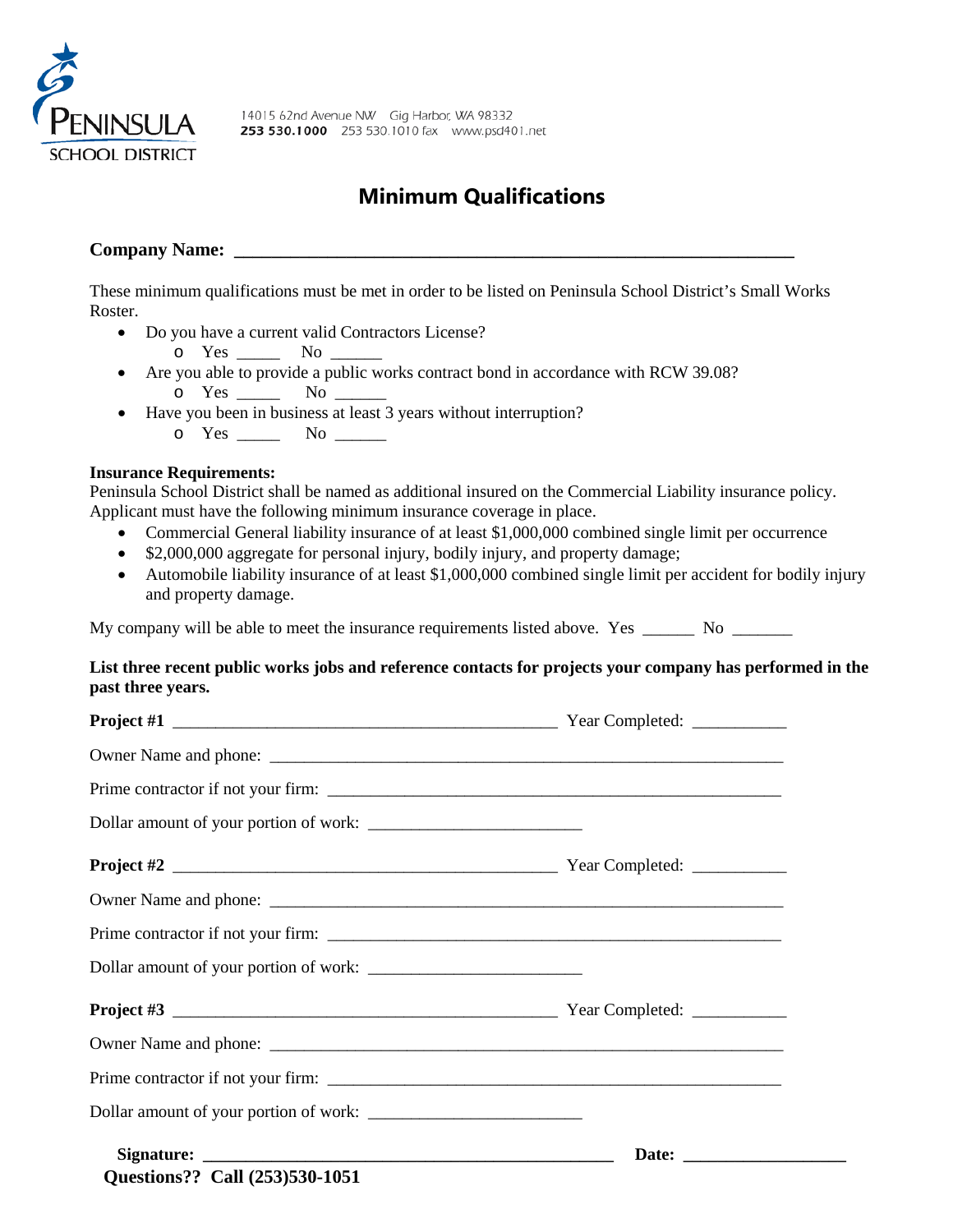PENINSULA SCHOOL DISTRICT

14015 62nd Avenue NW Gig Harbor, WA 98332
**253 530.1000** 253 530.1010 fax www.psd401.net

# Minimum Qualifications

**Company Name: ________________________________________________________________**

These minimum qualifications must be met in order to be listed on Peninsula School District's Small Works Roster.

- Do you have a current valid Contractors License?
  - Yes _____ No ______
- Are you able to provide a public works contract bond in accordance with RCW 39.08?
  - Yes _____ No ______
- Have you been in business at least 3 years without interruption?
  - Yes _____ No ______

**Insurance Requirements:**
Peninsula School District shall be named as additional insured on the Commercial Liability insurance policy. Applicant must have the following minimum insurance coverage in place.

- Commercial General liability insurance of at least $1,000,000 combined single limit per occurrence
- $2,000,000 aggregate for personal injury, bodily injury, and property damage;
- Automobile liability insurance of at least $1,000,000 combined single limit per accident for bodily injury and property damage.

My company will be able to meet the insurance requirements listed above. Yes ______ No _______

**List three recent public works jobs and reference contacts for projects your company has performed in the past three years.**

**Project #1** ______________________________________________ Year Completed: ___________

Owner Name and phone: _____________________________________________________________

Prime contractor if not your firm: ______________________________________________________

Dollar amount of your portion of work: _________________________

**Project #2** ______________________________________________ Year Completed: ___________

Owner Name and phone: _____________________________________________________________

Prime contractor if not your firm: ______________________________________________________

Dollar amount of your portion of work: _________________________

**Project #3** ______________________________________________ Year Completed: ___________

Owner Name and phone: _____________________________________________________________

Prime contractor if not your firm: ______________________________________________________

Dollar amount of your portion of work: _________________________

**Signature: ________________________________________________ Date: ___________________**

**Questions?? Call (253)530-1051**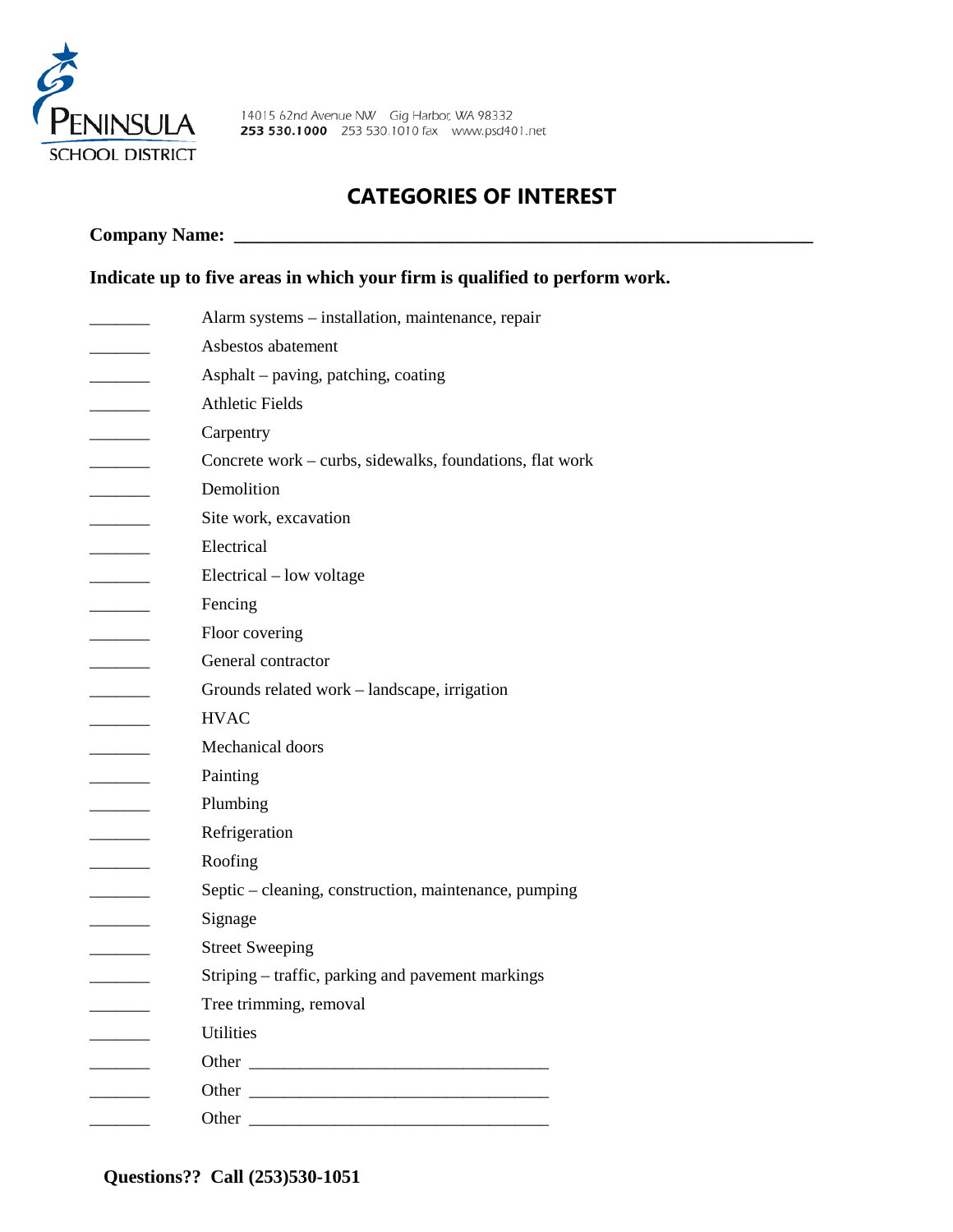PENINSULA SCHOOL DISTRICT

14015 62nd Avenue NW Gig Harbor, WA 98332
**253 530.1000** 253 530.1010 fax www.psd401.net

# CATEGORIES OF INTEREST

**Company Name: ________________________________________________________________**

**Indicate up to five areas in which your firm is qualified to perform work.**

_______ Alarm systems – installation, maintenance, repair
_______ Asbestos abatement
_______ Asphalt – paving, patching, coating
_______ Athletic Fields
_______ Carpentry
_______ Concrete work – curbs, sidewalks, foundations, flat work
_______ Demolition
_______ Site work, excavation
_______ Electrical
_______ Electrical – low voltage
_______ Fencing
_______ Floor covering
_______ General contractor
_______ Grounds related work – landscape, irrigation
_______ HVAC
_______ Mechanical doors
_______ Painting
_______ Plumbing
_______ Refrigeration
_______ Roofing
_______ Septic – cleaning, construction, maintenance, pumping
_______ Signage
_______ Street Sweeping
_______ Striping – traffic, parking and pavement markings
_______ Tree trimming, removal
_______ Utilities
_______ Other ___________________________________
_______ Other ___________________________________
_______ Other ___________________________________

**Questions?? Call (253)530-1051**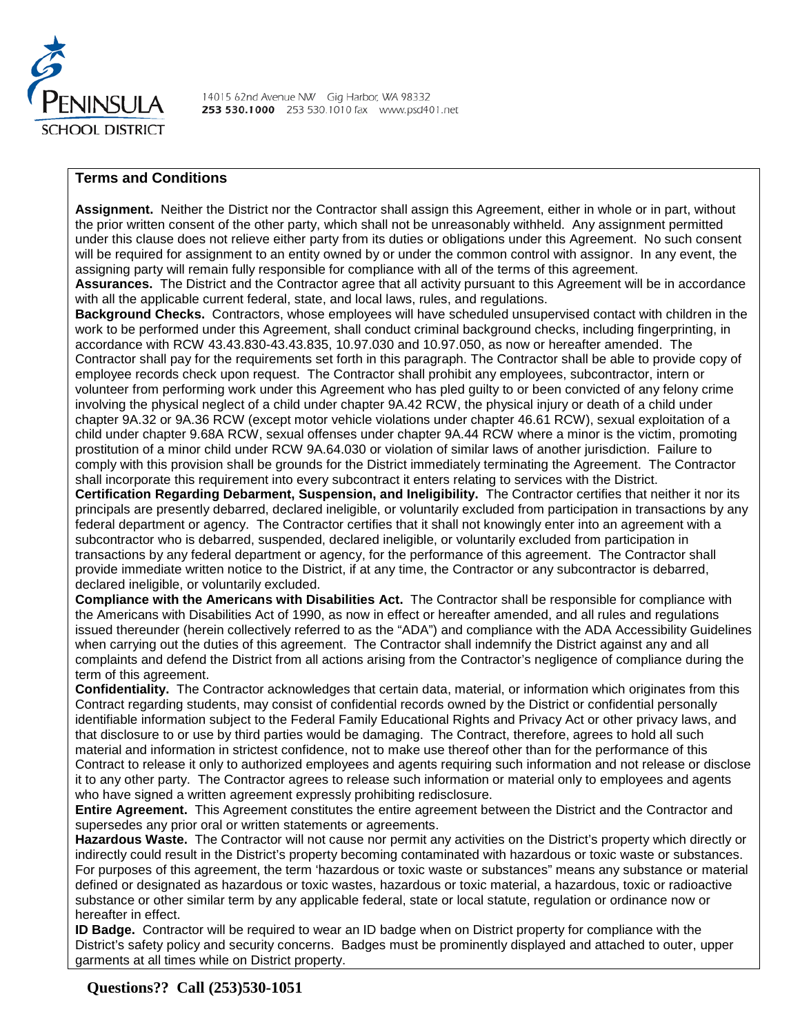**PENINSULA SCHOOL DISTRICT**

14015 62nd Avenue NW Gig Harbor, WA 98332
**253 530.1000** 253 530.1010 fax www.psd401.net

## Terms and Conditions

**Assignment.** Neither the District nor the Contractor shall assign this Agreement, either in whole or in part, without the prior written consent of the other party, which shall not be unreasonably withheld. Any assignment permitted under this clause does not relieve either party from its duties or obligations under this Agreement. No such consent will be required for assignment to an entity owned by or under the common control with assignor. In any event, the assigning party will remain fully responsible for compliance with all of the terms of this agreement.

**Assurances.** The District and the Contractor agree that all activity pursuant to this Agreement will be in accordance with all the applicable current federal, state, and local laws, rules, and regulations.

**Background Checks.** Contractors, whose employees will have scheduled unsupervised contact with children in the work to be performed under this Agreement, shall conduct criminal background checks, including fingerprinting, in accordance with RCW 43.43.830-43.43.835, 10.97.030 and 10.97.050, as now or hereafter amended. The Contractor shall pay for the requirements set forth in this paragraph. The Contractor shall be able to provide copy of employee records check upon request. The Contractor shall prohibit any employees, subcontractor, intern or volunteer from performing work under this Agreement who has pled guilty to or been convicted of any felony crime involving the physical neglect of a child under chapter 9A.42 RCW, the physical injury or death of a child under chapter 9A.32 or 9A.36 RCW (except motor vehicle violations under chapter 46.61 RCW), sexual exploitation of a child under chapter 9.68A RCW, sexual offenses under chapter 9A.44 RCW where a minor is the victim, promoting prostitution of a minor child under RCW 9A.64.030 or violation of similar laws of another jurisdiction. Failure to comply with this provision shall be grounds for the District immediately terminating the Agreement. The Contractor shall incorporate this requirement into every subcontract it enters relating to services with the District.

**Certification Regarding Debarment, Suspension, and Ineligibility.** The Contractor certifies that neither it nor its principals are presently debarred, declared ineligible, or voluntarily excluded from participation in transactions by any federal department or agency. The Contractor certifies that it shall not knowingly enter into an agreement with a subcontractor who is debarred, suspended, declared ineligible, or voluntarily excluded from participation in transactions by any federal department or agency, for the performance of this agreement. The Contractor shall provide immediate written notice to the District, if at any time, the Contractor or any subcontractor is debarred, declared ineligible, or voluntarily excluded.

**Compliance with the Americans with Disabilities Act.** The Contractor shall be responsible for compliance with the Americans with Disabilities Act of 1990, as now in effect or hereafter amended, and all rules and regulations issued thereunder (herein collectively referred to as the "ADA") and compliance with the ADA Accessibility Guidelines when carrying out the duties of this agreement. The Contractor shall indemnify the District against any and all complaints and defend the District from all actions arising from the Contractor's negligence of compliance during the term of this agreement.

**Confidentiality.** The Contractor acknowledges that certain data, material, or information which originates from this Contract regarding students, may consist of confidential records owned by the District or confidential personally identifiable information subject to the Federal Family Educational Rights and Privacy Act or other privacy laws, and that disclosure to or use by third parties would be damaging. The Contract, therefore, agrees to hold all such material and information in strictest confidence, not to make use thereof other than for the performance of this Contract to release it only to authorized employees and agents requiring such information and not release or disclose it to any other party. The Contractor agrees to release such information or material only to employees and agents who have signed a written agreement expressly prohibiting redisclosure.

**Entire Agreement.** This Agreement constitutes the entire agreement between the District and the Contractor and supersedes any prior oral or written statements or agreements.

**Hazardous Waste.** The Contractor will not cause nor permit any activities on the District's property which directly or indirectly could result in the District's property becoming contaminated with hazardous or toxic waste or substances. For purposes of this agreement, the term 'hazardous or toxic waste or substances" means any substance or material defined or designated as hazardous or toxic wastes, hazardous or toxic material, a hazardous, toxic or radioactive substance or other similar term by any applicable federal, state or local statute, regulation or ordinance now or hereafter in effect.

**ID Badge.** Contractor will be required to wear an ID badge when on District property for compliance with the District's safety policy and security concerns. Badges must be prominently displayed and attached to outer, upper garments at all times while on District property.

**Questions?? Call (253)530-1051**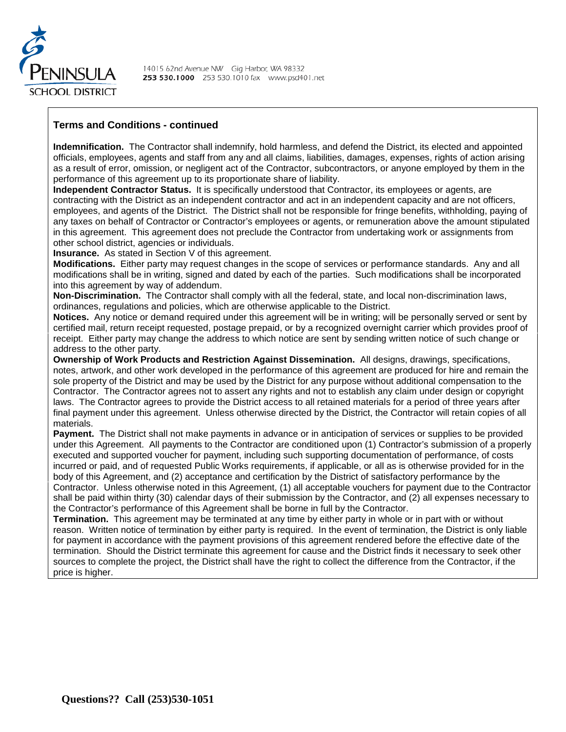Peninsula School District

14015 62nd Avenue NW Gig Harbor, WA 98332
**253 530.1000** 253 530.1010 fax www.psd401.net

## Terms and Conditions - continued

**Indemnification.** The Contractor shall indemnify, hold harmless, and defend the District, its elected and appointed officials, employees, agents and staff from any and all claims, liabilities, damages, expenses, rights of action arising as a result of error, omission, or negligent act of the Contractor, subcontractors, or anyone employed by them in the performance of this agreement up to its proportionate share of liability.

**Independent Contractor Status.** It is specifically understood that Contractor, its employees or agents, are contracting with the District as an independent contractor and act in an independent capacity and are not officers, employees, and agents of the District. The District shall not be responsible for fringe benefits, withholding, paying of any taxes on behalf of Contractor or Contractor's employees or agents, or remuneration above the amount stipulated in this agreement. This agreement does not preclude the Contractor from undertaking work or assignments from other school district, agencies or individuals.

**Insurance.** As stated in Section V of this agreement.

**Modifications.** Either party may request changes in the scope of services or performance standards. Any and all modifications shall be in writing, signed and dated by each of the parties. Such modifications shall be incorporated into this agreement by way of addendum.

**Non-Discrimination.** The Contractor shall comply with all the federal, state, and local non-discrimination laws, ordinances, regulations and policies, which are otherwise applicable to the District.

**Notices.** Any notice or demand required under this agreement will be in writing; will be personally served or sent by certified mail, return receipt requested, postage prepaid, or by a recognized overnight carrier which provides proof of receipt. Either party may change the address to which notice are sent by sending written notice of such change or address to the other party.

**Ownership of Work Products and Restriction Against Dissemination.** All designs, drawings, specifications, notes, artwork, and other work developed in the performance of this agreement are produced for hire and remain the sole property of the District and may be used by the District for any purpose without additional compensation to the Contractor. The Contractor agrees not to assert any rights and not to establish any claim under design or copyright laws. The Contractor agrees to provide the District access to all retained materials for a period of three years after final payment under this agreement. Unless otherwise directed by the District, the Contractor will retain copies of all materials.

**Payment.** The District shall not make payments in advance or in anticipation of services or supplies to be provided under this Agreement. All payments to the Contractor are conditioned upon (1) Contractor's submission of a properly executed and supported voucher for payment, including such supporting documentation of performance, of costs incurred or paid, and of requested Public Works requirements, if applicable, or all as is otherwise provided for in the body of this Agreement, and (2) acceptance and certification by the District of satisfactory performance by the Contractor. Unless otherwise noted in this Agreement, (1) all acceptable vouchers for payment due to the Contractor shall be paid within thirty (30) calendar days of their submission by the Contractor, and (2) all expenses necessary to the Contractor's performance of this Agreement shall be borne in full by the Contractor.

**Termination.** This agreement may be terminated at any time by either party in whole or in part with or without reason. Written notice of termination by either party is required. In the event of termination, the District is only liable for payment in accordance with the payment provisions of this agreement rendered before the effective date of the termination. Should the District terminate this agreement for cause and the District finds it necessary to seek other sources to complete the project, the District shall have the right to collect the difference from the Contractor, if the price is higher.

**Questions?? Call (253)530-1051**